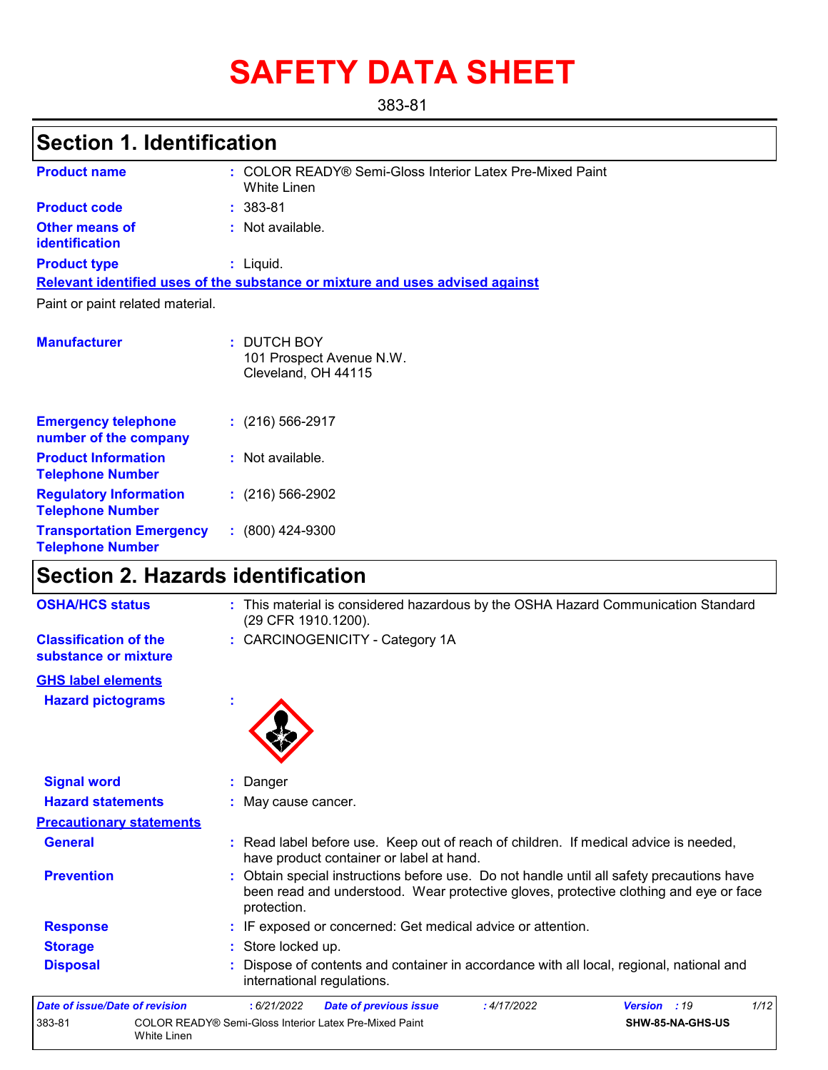# SAFETY DATA SHEET

383-81

## Section 1. Identification

**Product name** : COLOR READY® Semi-Gloss Interior Latex Pre-Mixed Paint White Linen

**Product code** : 383-81

**Other means of identification** : Not available.

**Product type** : Liquid.

**Relevant identified uses of the substance or mixture and uses advised against**

Paint or paint related material.

**Manufacturer** : DUTCH BOY
101 Prospect Avenue N.W.
Cleveland, OH 44115

**Emergency telephone number of the company** : (216) 566-2917

**Product Information Telephone Number** : Not available.

**Regulatory Information Telephone Number** : (216) 566-2902

**Transportation Emergency Telephone Number** : (800) 424-9300

## Section 2. Hazards identification

**OSHA/HCS status** : This material is considered hazardous by the OSHA Hazard Communication Standard (29 CFR 1910.1200).

**Classification of the substance or mixture** : CARCINOGENICITY - Category 1A

**GHS label elements**

**Hazard pictograms** :

**Signal word** : Danger

**Hazard statements** : May cause cancer.

**Precautionary statements**

**General** : Read label before use. Keep out of reach of children. If medical advice is needed, have product container or label at hand.

**Prevention** : Obtain special instructions before use. Do not handle until all safety precautions have been read and understood. Wear protective gloves, protective clothing and eye or face protection.

**Response** : IF exposed or concerned: Get medical advice or attention.

**Storage** : Store locked up.

**Disposal** : Dispose of contents and container in accordance with all local, regional, national and international regulations.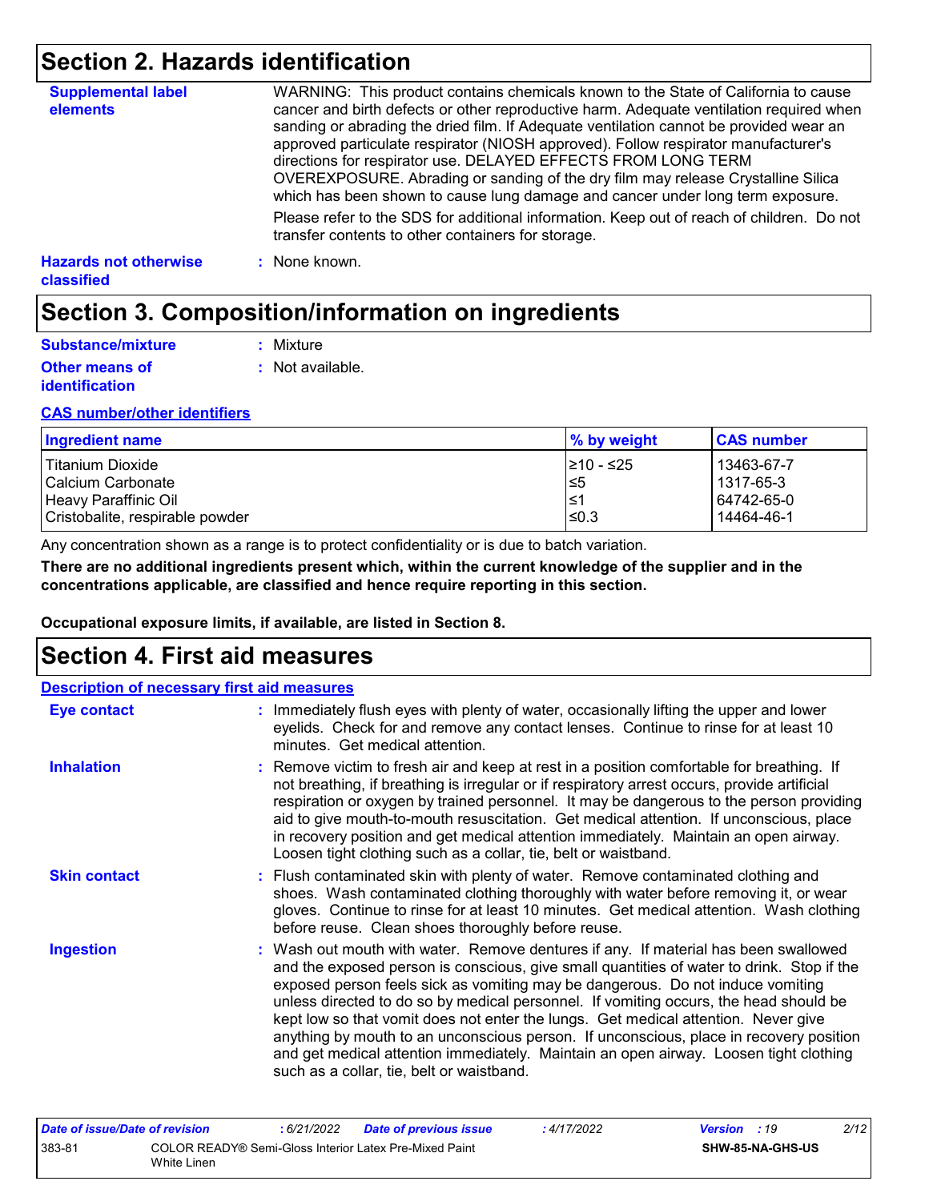## Section 2. Hazards identification

**Supplemental label elements**

WARNING: This product contains chemicals known to the State of California to cause cancer and birth defects or other reproductive harm. Adequate ventilation required when sanding or abrading the dried film. If Adequate ventilation cannot be provided wear an approved particulate respirator (NIOSH approved). Follow respirator manufacturer's directions for respirator use. DELAYED EFFECTS FROM LONG TERM OVEREXPOSURE. Abrading or sanding of the dry film may release Crystalline Silica which has been shown to cause lung damage and cancer under long term exposure.

Please refer to the SDS for additional information. Keep out of reach of children. Do not transfer contents to other containers for storage.

**Hazards not otherwise classified** : None known.

## Section 3. Composition/information on ingredients

**Substance/mixture** : Mixture

**Other means of identification** : Not available.

**CAS number/other identifiers**

| Ingredient name | % by weight | CAS number |
|---|---|---|
| Titanium Dioxide | ≥10 - ≤25 | 13463-67-7 |
| Calcium Carbonate | ≤5 | 1317-65-3 |
| Heavy Paraffinic Oil | ≤1 | 64742-65-0 |
| Cristobalite, respirable powder | ≤0.3 | 14464-46-1 |

Any concentration shown as a range is to protect confidentiality or is due to batch variation.

**There are no additional ingredients present which, within the current knowledge of the supplier and in the concentrations applicable, are classified and hence require reporting in this section.**

**Occupational exposure limits, if available, are listed in Section 8.**

## Section 4. First aid measures

**Description of necessary first aid measures**

**Eye contact** : Immediately flush eyes with plenty of water, occasionally lifting the upper and lower eyelids. Check for and remove any contact lenses. Continue to rinse for at least 10 minutes. Get medical attention.

**Inhalation** : Remove victim to fresh air and keep at rest in a position comfortable for breathing. If not breathing, if breathing is irregular or if respiratory arrest occurs, provide artificial respiration or oxygen by trained personnel. It may be dangerous to the person providing aid to give mouth-to-mouth resuscitation. Get medical attention. If unconscious, place in recovery position and get medical attention immediately. Maintain an open airway. Loosen tight clothing such as a collar, tie, belt or waistband.

**Skin contact** : Flush contaminated skin with plenty of water. Remove contaminated clothing and shoes. Wash contaminated clothing thoroughly with water before removing it, or wear gloves. Continue to rinse for at least 10 minutes. Get medical attention. Wash clothing before reuse. Clean shoes thoroughly before reuse.

**Ingestion** : Wash out mouth with water. Remove dentures if any. If material has been swallowed and the exposed person is conscious, give small quantities of water to drink. Stop if the exposed person feels sick as vomiting may be dangerous. Do not induce vomiting unless directed to do so by medical personnel. If vomiting occurs, the head should be kept low so that vomit does not enter the lungs. Get medical attention. Never give anything by mouth to an unconscious person. If unconscious, place in recovery position and get medical attention immediately. Maintain an open airway. Loosen tight clothing such as a collar, tie, belt or waistband.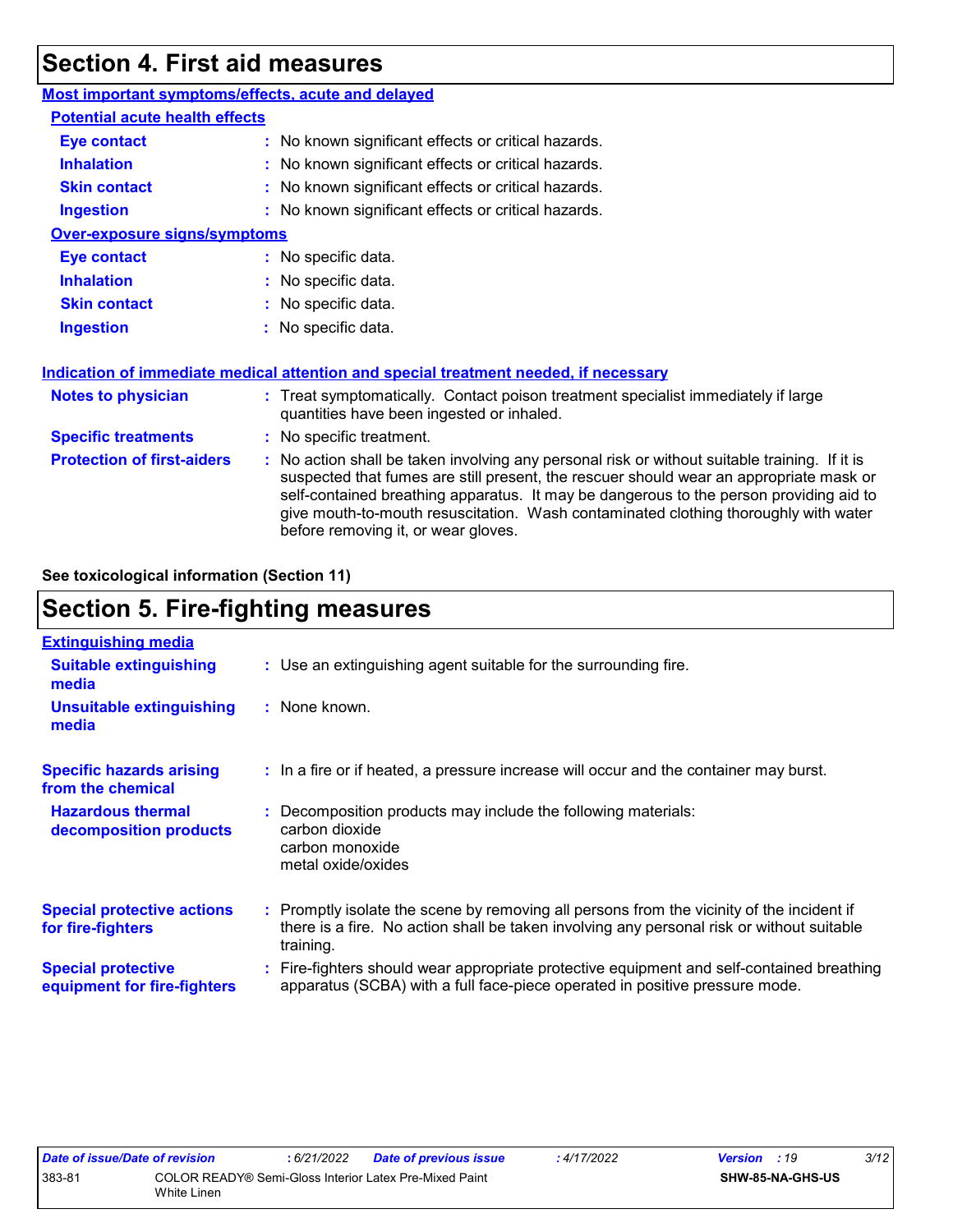# Section 4. First aid measures

**Most important symptoms/effects, acute and delayed**

**Potential acute health effects**

| | |
|---|---|
| **Eye contact** | : No known significant effects or critical hazards. |
| **Inhalation** | : No known significant effects or critical hazards. |
| **Skin contact** | : No known significant effects or critical hazards. |
| **Ingestion** | : No known significant effects or critical hazards. |

**Over-exposure signs/symptoms**

| | |
|---|---|
| **Eye contact** | : No specific data. |
| **Inhalation** | : No specific data. |
| **Skin contact** | : No specific data. |
| **Ingestion** | : No specific data. |

**Indication of immediate medical attention and special treatment needed, if necessary**

| | |
|---|---|
| **Notes to physician** | : Treat symptomatically. Contact poison treatment specialist immediately if large quantities have been ingested or inhaled. |
| **Specific treatments** | : No specific treatment. |
| **Protection of first-aiders** | : No action shall be taken involving any personal risk or without suitable training. If it is suspected that fumes are still present, the rescuer should wear an appropriate mask or self-contained breathing apparatus. It may be dangerous to the person providing aid to give mouth-to-mouth resuscitation. Wash contaminated clothing thoroughly with water before removing it, or wear gloves. |

**See toxicological information (Section 11)**

# Section 5. Fire-fighting measures

**Extinguishing media**

| | |
|---|---|
| **Suitable extinguishing media** | : Use an extinguishing agent suitable for the surrounding fire. |
| **Unsuitable extinguishing media** | : None known. |

| | |
|---|---|
| **Specific hazards arising from the chemical** | : In a fire or if heated, a pressure increase will occur and the container may burst. |
| **Hazardous thermal decomposition products** | : Decomposition products may include the following materials: carbon dioxide, carbon monoxide, metal oxide/oxides |
| **Special protective actions for fire-fighters** | : Promptly isolate the scene by removing all persons from the vicinity of the incident if there is a fire. No action shall be taken involving any personal risk or without suitable training. |
| **Special protective equipment for fire-fighters** | : Fire-fighters should wear appropriate protective equipment and self-contained breathing apparatus (SCBA) with a full face-piece operated in positive pressure mode. |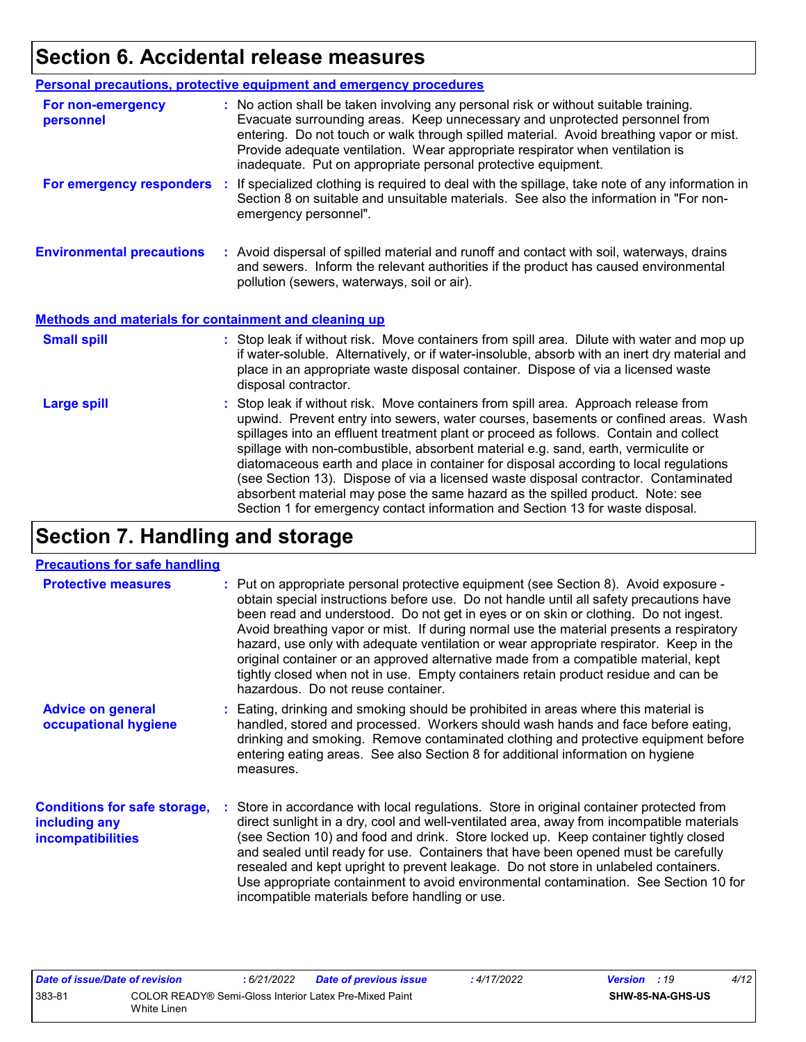# Section 6. Accidental release measures

## Personal precautions, protective equipment and emergency procedures

**For non-emergency personnel** : No action shall be taken involving any personal risk or without suitable training. Evacuate surrounding areas. Keep unnecessary and unprotected personnel from entering. Do not touch or walk through spilled material. Avoid breathing vapor or mist. Provide adequate ventilation. Wear appropriate respirator when ventilation is inadequate. Put on appropriate personal protective equipment.

**For emergency responders** : If specialized clothing is required to deal with the spillage, take note of any information in Section 8 on suitable and unsuitable materials. See also the information in "For non-emergency personnel".

**Environmental precautions** : Avoid dispersal of spilled material and runoff and contact with soil, waterways, drains and sewers. Inform the relevant authorities if the product has caused environmental pollution (sewers, waterways, soil or air).

## Methods and materials for containment and cleaning up

**Small spill** : Stop leak if without risk. Move containers from spill area. Dilute with water and mop up if water-soluble. Alternatively, or if water-insoluble, absorb with an inert dry material and place in an appropriate waste disposal container. Dispose of via a licensed waste disposal contractor.

**Large spill** : Stop leak if without risk. Move containers from spill area. Approach release from upwind. Prevent entry into sewers, water courses, basements or confined areas. Wash spillages into an effluent treatment plant or proceed as follows. Contain and collect spillage with non-combustible, absorbent material e.g. sand, earth, vermiculite or diatomaceous earth and place in container for disposal according to local regulations (see Section 13). Dispose of via a licensed waste disposal contractor. Contaminated absorbent material may pose the same hazard as the spilled product. Note: see Section 1 for emergency contact information and Section 13 for waste disposal.

# Section 7. Handling and storage

## Precautions for safe handling

**Protective measures** : Put on appropriate personal protective equipment (see Section 8). Avoid exposure - obtain special instructions before use. Do not handle until all safety precautions have been read and understood. Do not get in eyes or on skin or clothing. Do not ingest. Avoid breathing vapor or mist. If during normal use the material presents a respiratory hazard, use only with adequate ventilation or wear appropriate respirator. Keep in the original container or an approved alternative made from a compatible material, kept tightly closed when not in use. Empty containers retain product residue and can be hazardous. Do not reuse container.

**Advice on general occupational hygiene** : Eating, drinking and smoking should be prohibited in areas where this material is handled, stored and processed. Workers should wash hands and face before eating, drinking and smoking. Remove contaminated clothing and protective equipment before entering eating areas. See also Section 8 for additional information on hygiene measures.

**Conditions for safe storage, including any incompatibilities** : Store in accordance with local regulations. Store in original container protected from direct sunlight in a dry, cool and well-ventilated area, away from incompatible materials (see Section 10) and food and drink. Store locked up. Keep container tightly closed and sealed until ready for use. Containers that have been opened must be carefully resealed and kept upright to prevent leakage. Do not store in unlabeled containers. Use appropriate containment to avoid environmental contamination. See Section 10 for incompatible materials before handling or use.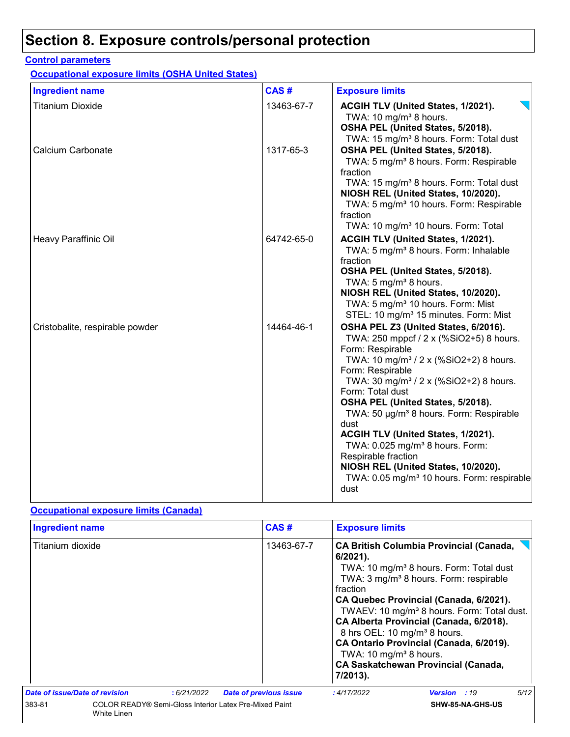# Section 8. Exposure controls/personal protection

**Control parameters**

**Occupational exposure limits (OSHA United States)**

| Ingredient name | CAS # | Exposure limits |
| --- | --- | --- |
| Titanium Dioxide | 13463-67-7 | **ACGIH TLV (United States, 1/2021).**<br>TWA: 10 mg/m³ 8 hours.<br>**OSHA PEL (United States, 5/2018).**<br>TWA: 15 mg/m³ 8 hours. Form: Total dust |
| Calcium Carbonate | 1317-65-3 | **OSHA PEL (United States, 5/2018).**<br>TWA: 5 mg/m³ 8 hours. Form: Respirable fraction<br>TWA: 15 mg/m³ 8 hours. Form: Total dust<br>**NIOSH REL (United States, 10/2020).**<br>TWA: 5 mg/m³ 10 hours. Form: Respirable fraction<br>TWA: 10 mg/m³ 10 hours. Form: Total |
| Heavy Paraffinic Oil | 64742-65-0 | **ACGIH TLV (United States, 1/2021).**<br>TWA: 5 mg/m³ 8 hours. Form: Inhalable fraction<br>**OSHA PEL (United States, 5/2018).**<br>TWA: 5 mg/m³ 8 hours.<br>**NIOSH REL (United States, 10/2020).**<br>TWA: 5 mg/m³ 10 hours. Form: Mist<br>STEL: 10 mg/m³ 15 minutes. Form: Mist |
| Cristobalite, respirable powder | 14464-46-1 | **OSHA PEL Z3 (United States, 6/2016).**<br>TWA: 250 mppcf / 2 x (%SiO2+5) 8 hours. Form: Respirable<br>TWA: 10 mg/m³ / 2 x (%SiO2+2) 8 hours. Form: Respirable<br>TWA: 30 mg/m³ / 2 x (%SiO2+2) 8 hours. Form: Total dust<br>**OSHA PEL (United States, 5/2018).**<br>TWA: 50 µg/m³ 8 hours. Form: Respirable dust<br>**ACGIH TLV (United States, 1/2021).**<br>TWA: 0.025 mg/m³ 8 hours. Form: Respirable fraction<br>**NIOSH REL (United States, 10/2020).**<br>TWA: 0.05 mg/m³ 10 hours. Form: respirable dust |

**Occupational exposure limits (Canada)**

| Ingredient name | CAS # | Exposure limits |
| --- | --- | --- |
| Titanium dioxide | 13463-67-7 | **CA British Columbia Provincial (Canada, 6/2021).**<br>TWA: 10 mg/m³ 8 hours. Form: Total dust<br>TWA: 3 mg/m³ 8 hours. Form: respirable fraction<br>**CA Quebec Provincial (Canada, 6/2021).**<br>TWAEV: 10 mg/m³ 8 hours. Form: Total dust.<br>**CA Alberta Provincial (Canada, 6/2018).**<br>8 hrs OEL: 10 mg/m³ 8 hours.<br>**CA Ontario Provincial (Canada, 6/2019).**<br>TWA: 10 mg/m³ 8 hours.<br>**CA Saskatchewan Provincial (Canada, 7/2013).** |

*Date of issue/Date of revision* : 6/21/2022 *Date of previous issue* : 4/17/2022 *Version* : 19

383-81 COLOR READY® Semi-Gloss Interior Latex Pre-Mixed Paint White Linen — SHW-85-NA-GHS-US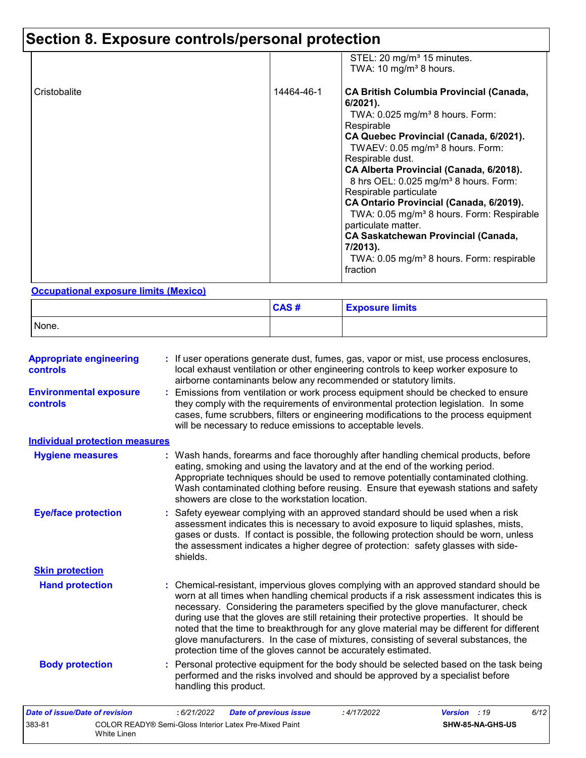# Section 8. Exposure controls/personal protection

| | | |
|---|---|---|
| | | STEL: 20 mg/m³ 15 minutes.<br>TWA: 10 mg/m³ 8 hours. |
| Cristobalite | 14464-46-1 | **CA British Columbia Provincial (Canada, 6/2021).**<br>TWA: 0.025 mg/m³ 8 hours. Form: Respirable<br>**CA Quebec Provincial (Canada, 6/2021).**<br>TWAEV: 0.05 mg/m³ 8 hours. Form: Respirable dust.<br>**CA Alberta Provincial (Canada, 6/2018).**<br>8 hrs OEL: 0.025 mg/m³ 8 hours. Form: Respirable particulate<br>**CA Ontario Provincial (Canada, 6/2019).**<br>TWA: 0.05 mg/m³ 8 hours. Form: Respirable particulate matter.<br>**CA Saskatchewan Provincial (Canada, 7/2013).**<br>TWA: 0.05 mg/m³ 8 hours. Form: respirable fraction |

**Occupational exposure limits (Mexico)**

| | CAS # | Exposure limits |
|---|---|---|
| None. | | |

**Appropriate engineering controls** : If user operations generate dust, fumes, gas, vapor or mist, use process enclosures, local exhaust ventilation or other engineering controls to keep worker exposure to airborne contaminants below any recommended or statutory limits.

**Environmental exposure controls** : Emissions from ventilation or work process equipment should be checked to ensure they comply with the requirements of environmental protection legislation. In some cases, fume scrubbers, filters or engineering modifications to the process equipment will be necessary to reduce emissions to acceptable levels.

**Individual protection measures**

**Hygiene measures** : Wash hands, forearms and face thoroughly after handling chemical products, before eating, smoking and using the lavatory and at the end of the working period. Appropriate techniques should be used to remove potentially contaminated clothing. Wash contaminated clothing before reusing. Ensure that eyewash stations and safety showers are close to the workstation location.

**Eye/face protection** : Safety eyewear complying with an approved standard should be used when a risk assessment indicates this is necessary to avoid exposure to liquid splashes, mists, gases or dusts. If contact is possible, the following protection should be worn, unless the assessment indicates a higher degree of protection: safety glasses with side-shields.

**Skin protection**

**Hand protection** : Chemical-resistant, impervious gloves complying with an approved standard should be worn at all times when handling chemical products if a risk assessment indicates this is necessary. Considering the parameters specified by the glove manufacturer, check during use that the gloves are still retaining their protective properties. It should be noted that the time to breakthrough for any glove material may be different for different glove manufacturers. In the case of mixtures, consisting of several substances, the protection time of the gloves cannot be accurately estimated.

**Body protection** : Personal protective equipment for the body should be selected based on the task being performed and the risks involved and should be approved by a specialist before handling this product.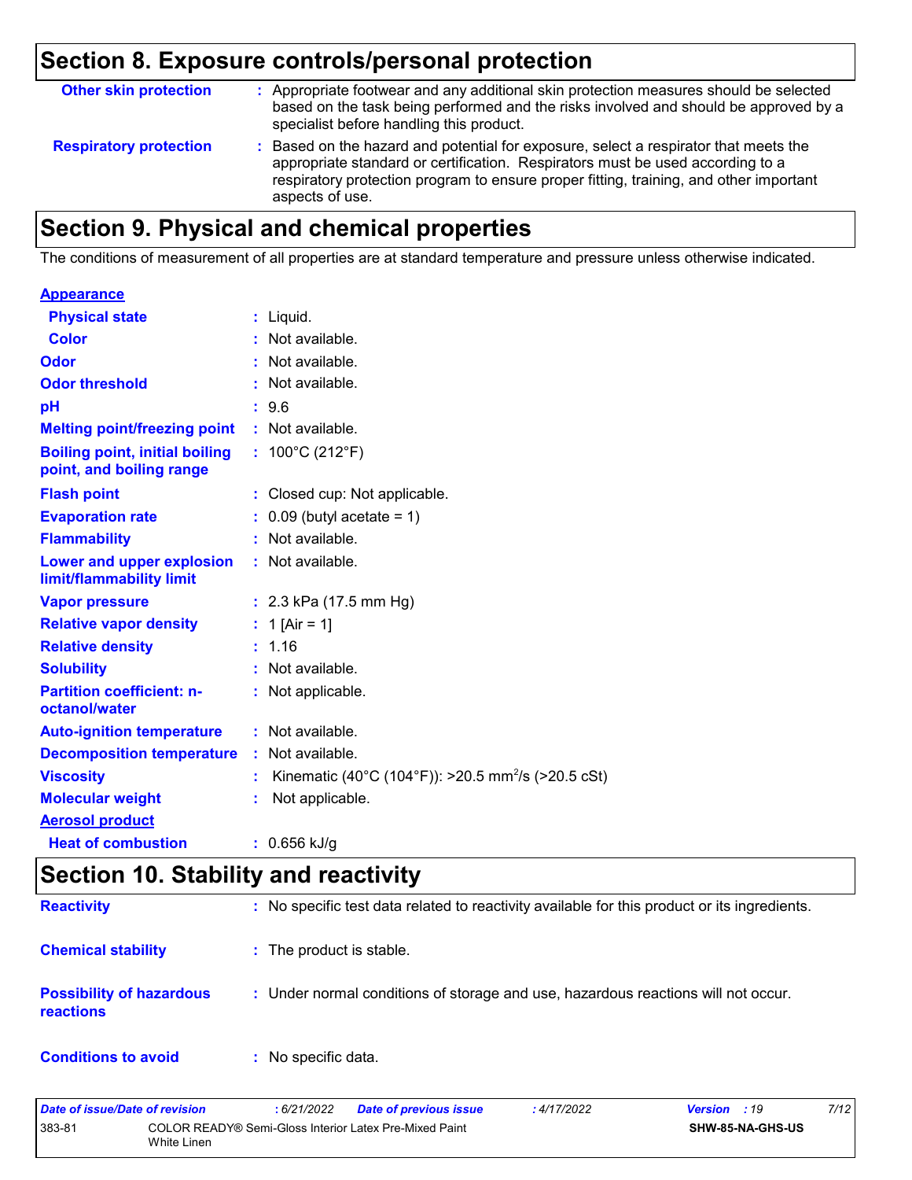## Section 8. Exposure controls/personal protection

| | | |
|---|---|---|
| **Other skin protection** | : | Appropriate footwear and any additional skin protection measures should be selected based on the task being performed and the risks involved and should be approved by a specialist before handling this product. |
| **Respiratory protection** | : | Based on the hazard and potential for exposure, select a respirator that meets the appropriate standard or certification. Respirators must be used according to a respiratory protection program to ensure proper fitting, training, and other important aspects of use. |

## Section 9. Physical and chemical properties

The conditions of measurement of all properties are at standard temperature and pressure unless otherwise indicated.

**Appearance**

| | | |
|---|---|---|
| **Physical state** | : | Liquid. |
| **Color** | : | Not available. |
| **Odor** | : | Not available. |
| **Odor threshold** | : | Not available. |
| **pH** | : | 9.6 |
| **Melting point/freezing point** | : | Not available. |
| **Boiling point, initial boiling point, and boiling range** | : | 100°C (212°F) |
| **Flash point** | : | Closed cup: Not applicable. |
| **Evaporation rate** | : | 0.09 (butyl acetate = 1) |
| **Flammability** | : | Not available. |
| **Lower and upper explosion limit/flammability limit** | : | Not available. |
| **Vapor pressure** | : | 2.3 kPa (17.5 mm Hg) |
| **Relative vapor density** | : | 1 [Air = 1] |
| **Relative density** | : | 1.16 |
| **Solubility** | : | Not available. |
| **Partition coefficient: n-octanol/water** | : | Not applicable. |
| **Auto-ignition temperature** | : | Not available. |
| **Decomposition temperature** | : | Not available. |
| **Viscosity** | : | Kinematic (40°C (104°F)): >20.5 $mm^2/s$ (>20.5 cSt) |
| **Molecular weight** | : | Not applicable. |

**Aerosol product**

| | | |
|---|---|---|
| **Heat of combustion** | : | 0.656 kJ/g |

## Section 10. Stability and reactivity

| | | |
|---|---|---|
| **Reactivity** | : | No specific test data related to reactivity available for this product or its ingredients. |
| **Chemical stability** | : | The product is stable. |
| **Possibility of hazardous reactions** | : | Under normal conditions of storage and use, hazardous reactions will not occur. |
| **Conditions to avoid** | : | No specific data. |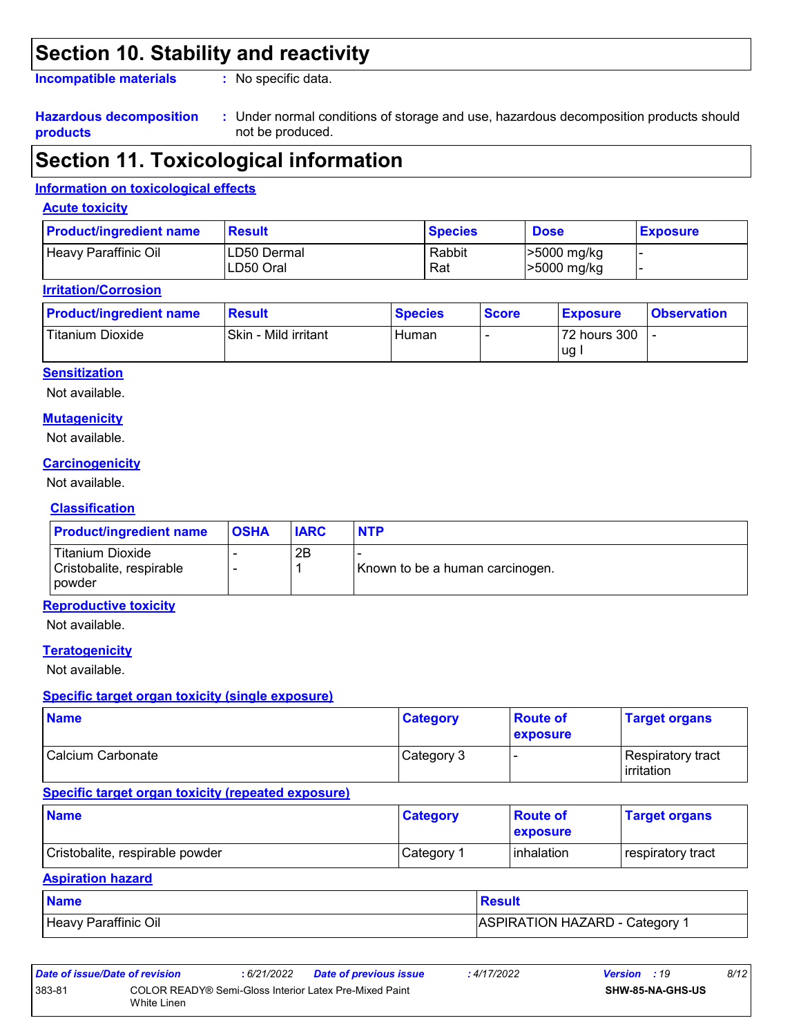# Section 10. Stability and reactivity

**Incompatible materials** : No specific data.

**Hazardous decomposition products** : Under normal conditions of storage and use, hazardous decomposition products should not be produced.

# Section 11. Toxicological information

## Information on toxicological effects

### Acute toxicity

| Product/ingredient name | Result | Species | Dose | Exposure |
|---|---|---|---|---|
| Heavy Paraffinic Oil | LD50 Dermal<br>LD50 Oral | Rabbit<br>Rat | >5000 mg/kg<br>>5000 mg/kg | -<br>- |

### Irritation/Corrosion

| Product/ingredient name | Result | Species | Score | Exposure | Observation |
|---|---|---|---|---|---|
| Titanium Dioxide | Skin - Mild irritant | Human | - | 72 hours 300 ug I | - |

### Sensitization

Not available.

### Mutagenicity

Not available.

### Carcinogenicity

Not available.

### Classification

| Product/ingredient name | OSHA | IARC | NTP |
|---|---|---|---|
| Titanium Dioxide | - | 2B | - |
| Cristobalite, respirable powder | - | 1 | Known to be a human carcinogen. |

### Reproductive toxicity

Not available.

### Teratogenicity

Not available.

### Specific target organ toxicity (single exposure)

| Name | Category | Route of exposure | Target organs |
|---|---|---|---|
| Calcium Carbonate | Category 3 | - | Respiratory tract irritation |

### Specific target organ toxicity (repeated exposure)

| Name | Category | Route of exposure | Target organs |
|---|---|---|---|
| Cristobalite, respirable powder | Category 1 | inhalation | respiratory tract |

### Aspiration hazard

| Name | Result |
|---|---|
| Heavy Paraffinic Oil | ASPIRATION HAZARD - Category 1 |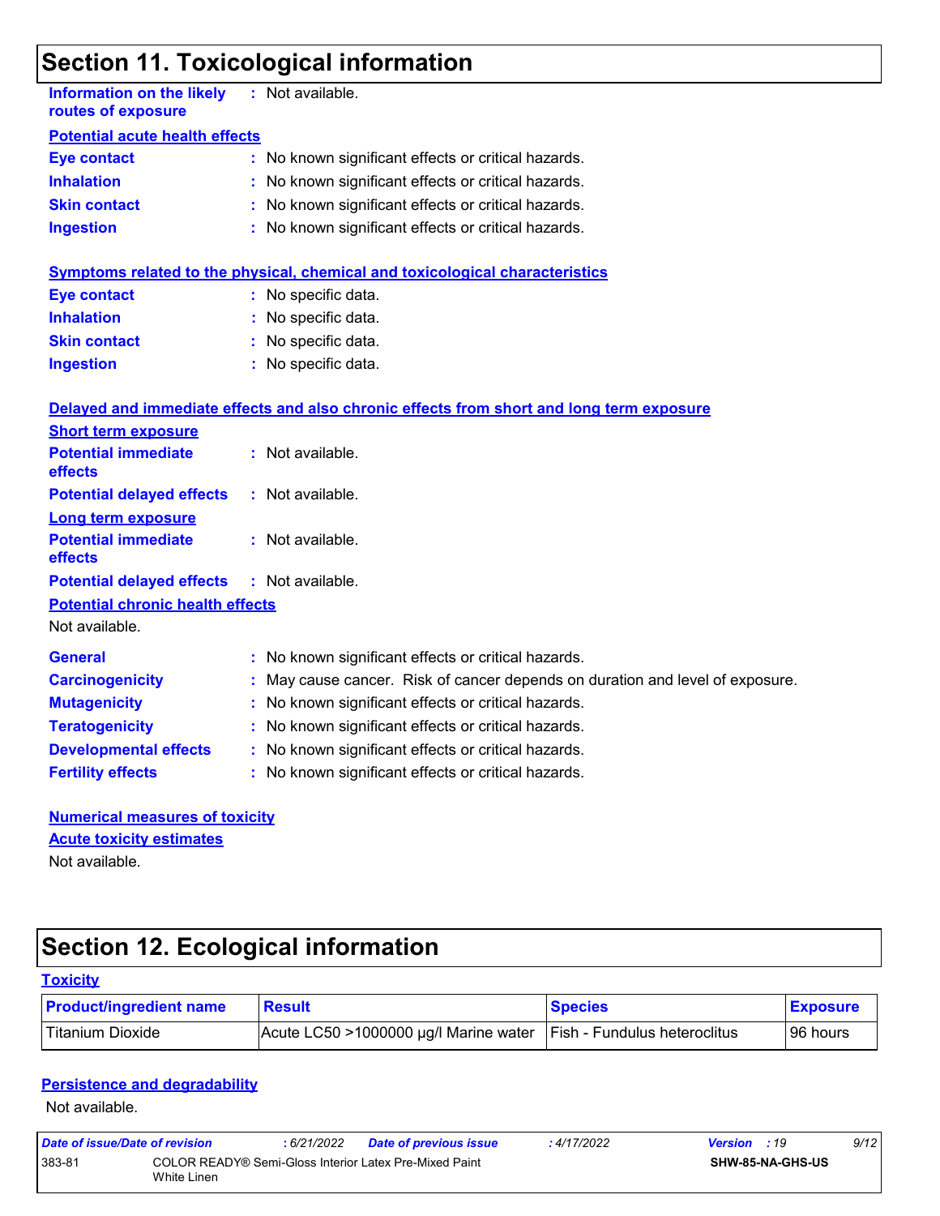## Section 11. Toxicological information

**Information on the likely routes of exposure** : Not available.

**Potential acute health effects**

**Eye contact** : No known significant effects or critical hazards.

**Inhalation** : No known significant effects or critical hazards.

**Skin contact** : No known significant effects or critical hazards.

**Ingestion** : No known significant effects or critical hazards.

**Symptoms related to the physical, chemical and toxicological characteristics**

**Eye contact** : No specific data.

**Inhalation** : No specific data.

**Skin contact** : No specific data.

**Ingestion** : No specific data.

**Delayed and immediate effects and also chronic effects from short and long term exposure**

**Short term exposure**

**Potential immediate effects** : Not available.

**Potential delayed effects** : Not available.

**Long term exposure**

**Potential immediate effects** : Not available.

**Potential delayed effects** : Not available.

**Potential chronic health effects**

Not available.

**General** : No known significant effects or critical hazards.

**Carcinogenicity** : May cause cancer. Risk of cancer depends on duration and level of exposure.

**Mutagenicity** : No known significant effects or critical hazards.

**Teratogenicity** : No known significant effects or critical hazards.

**Developmental effects** : No known significant effects or critical hazards.

**Fertility effects** : No known significant effects or critical hazards.

**Numerical measures of toxicity**

**Acute toxicity estimates**

Not available.

## Section 12. Ecological information

**Toxicity**

| Product/ingredient name | Result | Species | Exposure |
|---|---|---|---|
| Titanium Dioxide | Acute LC50 >1000000 µg/l Marine water | Fish - Fundulus heteroclitus | 96 hours |

**Persistence and degradability**

Not available.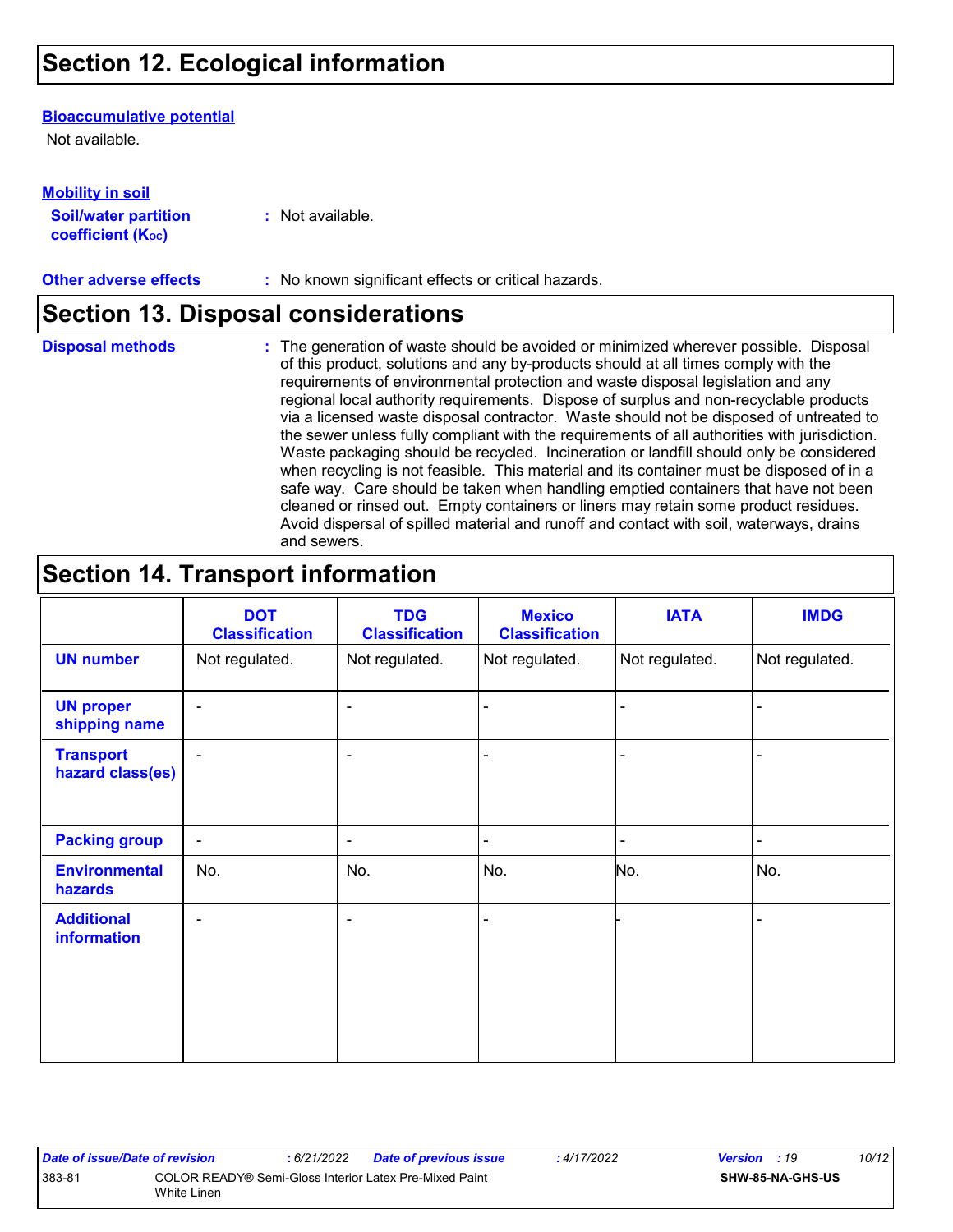## Section 12. Ecological information

**Bioaccumulative potential**

Not available.

**Mobility in soil**

**Soil/water partition coefficient ($K_{OC}$)** : Not available.

**Other adverse effects** : No known significant effects or critical hazards.

## Section 13. Disposal considerations

**Disposal methods** : The generation of waste should be avoided or minimized wherever possible. Disposal of this product, solutions and any by-products should at all times comply with the requirements of environmental protection and waste disposal legislation and any regional local authority requirements. Dispose of surplus and non-recyclable products via a licensed waste disposal contractor. Waste should not be disposed of untreated to the sewer unless fully compliant with the requirements of all authorities with jurisdiction. Waste packaging should be recycled. Incineration or landfill should only be considered when recycling is not feasible. This material and its container must be disposed of in a safe way. Care should be taken when handling emptied containers that have not been cleaned or rinsed out. Empty containers or liners may retain some product residues. Avoid dispersal of spilled material and runoff and contact with soil, waterways, drains and sewers.

## Section 14. Transport information

| | DOT Classification | TDG Classification | Mexico Classification | IATA | IMDG |
|---|---|---|---|---|---|
| **UN number** | Not regulated. | Not regulated. | Not regulated. | Not regulated. | Not regulated. |
| **UN proper shipping name** | - | - | - | - | - |
| **Transport hazard class(es)** | - | - | - | - | - |
| **Packing group** | - | - | - | - | - |
| **Environmental hazards** | No. | No. | No. | No. | No. |
| **Additional information** | - | - | - | - | - |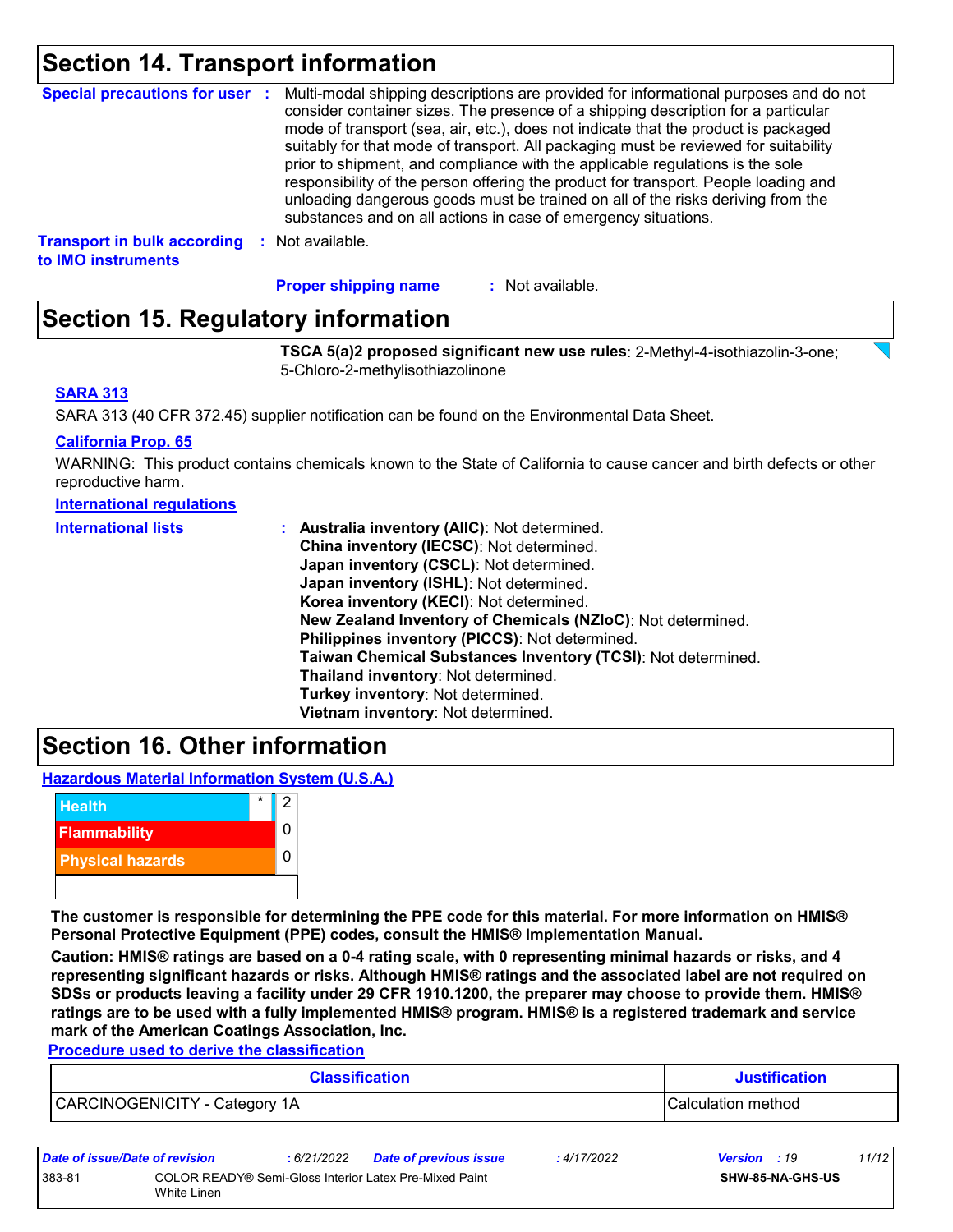## Section 14. Transport information

**Special precautions for user** : Multi-modal shipping descriptions are provided for informational purposes and do not consider container sizes. The presence of a shipping description for a particular mode of transport (sea, air, etc.), does not indicate that the product is packaged suitably for that mode of transport. All packaging must be reviewed for suitability prior to shipment, and compliance with the applicable regulations is the sole responsibility of the person offering the product for transport. People loading and unloading dangerous goods must be trained on all of the risks deriving from the substances and on all actions in case of emergency situations.

**Transport in bulk according to IMO instruments** : Not available.

**Proper shipping name** : Not available.

## Section 15. Regulatory information

**TSCA 5(a)2 proposed significant new use rules**: 2-Methyl-4-isothiazolin-3-one; 5-Chloro-2-methylisothiazolinone

**SARA 313**

SARA 313 (40 CFR 372.45) supplier notification can be found on the Environmental Data Sheet.

**California Prop. 65**

WARNING: This product contains chemicals known to the State of California to cause cancer and birth defects or other reproductive harm.

**International regulations**

**International lists** :
- **Australia inventory (AIIC)**: Not determined.
- **China inventory (IECSC)**: Not determined.
- **Japan inventory (CSCL)**: Not determined.
- **Japan inventory (ISHL)**: Not determined.
- **Korea inventory (KECI)**: Not determined.
- **New Zealand Inventory of Chemicals (NZIoC)**: Not determined.
- **Philippines inventory (PICCS)**: Not determined.
- **Taiwan Chemical Substances Inventory (TCSI)**: Not determined.
- **Thailand inventory**: Not determined.
- **Turkey inventory**: Not determined.
- **Vietnam inventory**: Not determined.

## Section 16. Other information

**Hazardous Material Information System (U.S.A.)**

| | | |
|---|---|---|
| Health | * | 2 |
| Flammability | | 0 |
| Physical hazards | | 0 |
| | | |

**The customer is responsible for determining the PPE code for this material. For more information on HMIS® Personal Protective Equipment (PPE) codes, consult the HMIS® Implementation Manual.**

**Caution: HMIS® ratings are based on a 0-4 rating scale, with 0 representing minimal hazards or risks, and 4 representing significant hazards or risks. Although HMIS® ratings and the associated label are not required on SDSs or products leaving a facility under 29 CFR 1910.1200, the preparer may choose to provide them. HMIS® ratings are to be used with a fully implemented HMIS® program. HMIS® is a registered trademark and service mark of the American Coatings Association, Inc.**

**Procedure used to derive the classification**

| Classification | Justification |
|---|---|
| CARCINOGENICITY - Category 1A | Calculation method |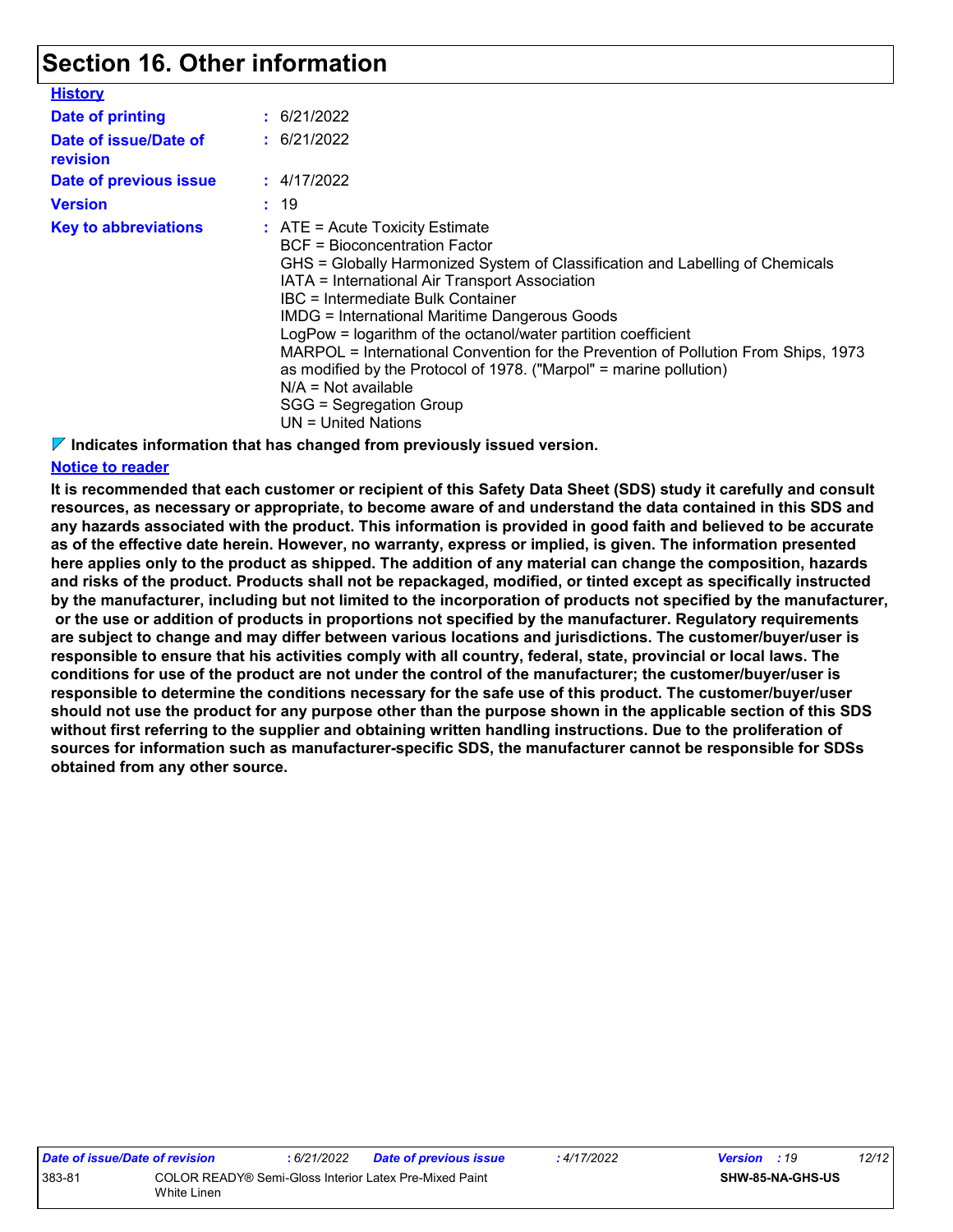# Section 16. Other information

**History**

| | |
|---|---|
| **Date of printing** | : 6/21/2022 |
| **Date of issue/Date of revision** | : 6/21/2022 |
| **Date of previous issue** | : 4/17/2022 |
| **Version** | : 19 |
| **Key to abbreviations** | : ATE = Acute Toxicity Estimate<br>BCF = Bioconcentration Factor<br>GHS = Globally Harmonized System of Classification and Labelling of Chemicals<br>IATA = International Air Transport Association<br>IBC = Intermediate Bulk Container<br>IMDG = International Maritime Dangerous Goods<br>LogPow = logarithm of the octanol/water partition coefficient<br>MARPOL = International Convention for the Prevention of Pollution From Ships, 1973 as modified by the Protocol of 1978. ("Marpol" = marine pollution)<br>N/A = Not available<br>SGG = Segregation Group<br>UN = United Nations |

**Indicates information that has changed from previously issued version.**

**Notice to reader**

**It is recommended that each customer or recipient of this Safety Data Sheet (SDS) study it carefully and consult resources, as necessary or appropriate, to become aware of and understand the data contained in this SDS and any hazards associated with the product. This information is provided in good faith and believed to be accurate as of the effective date herein. However, no warranty, express or implied, is given. The information presented here applies only to the product as shipped. The addition of any material can change the composition, hazards and risks of the product. Products shall not be repackaged, modified, or tinted except as specifically instructed by the manufacturer, including but not limited to the incorporation of products not specified by the manufacturer, or the use or addition of products in proportions not specified by the manufacturer. Regulatory requirements are subject to change and may differ between various locations and jurisdictions. The customer/buyer/user is responsible to ensure that his activities comply with all country, federal, state, provincial or local laws. The conditions for use of the product are not under the control of the manufacturer; the customer/buyer/user is responsible to determine the conditions necessary for the safe use of this product. The customer/buyer/user should not use the product for any purpose other than the purpose shown in the applicable section of this SDS without first referring to the supplier and obtaining written handling instructions. Due to the proliferation of sources for information such as manufacturer-specific SDS, the manufacturer cannot be responsible for SDSs obtained from any other source.**